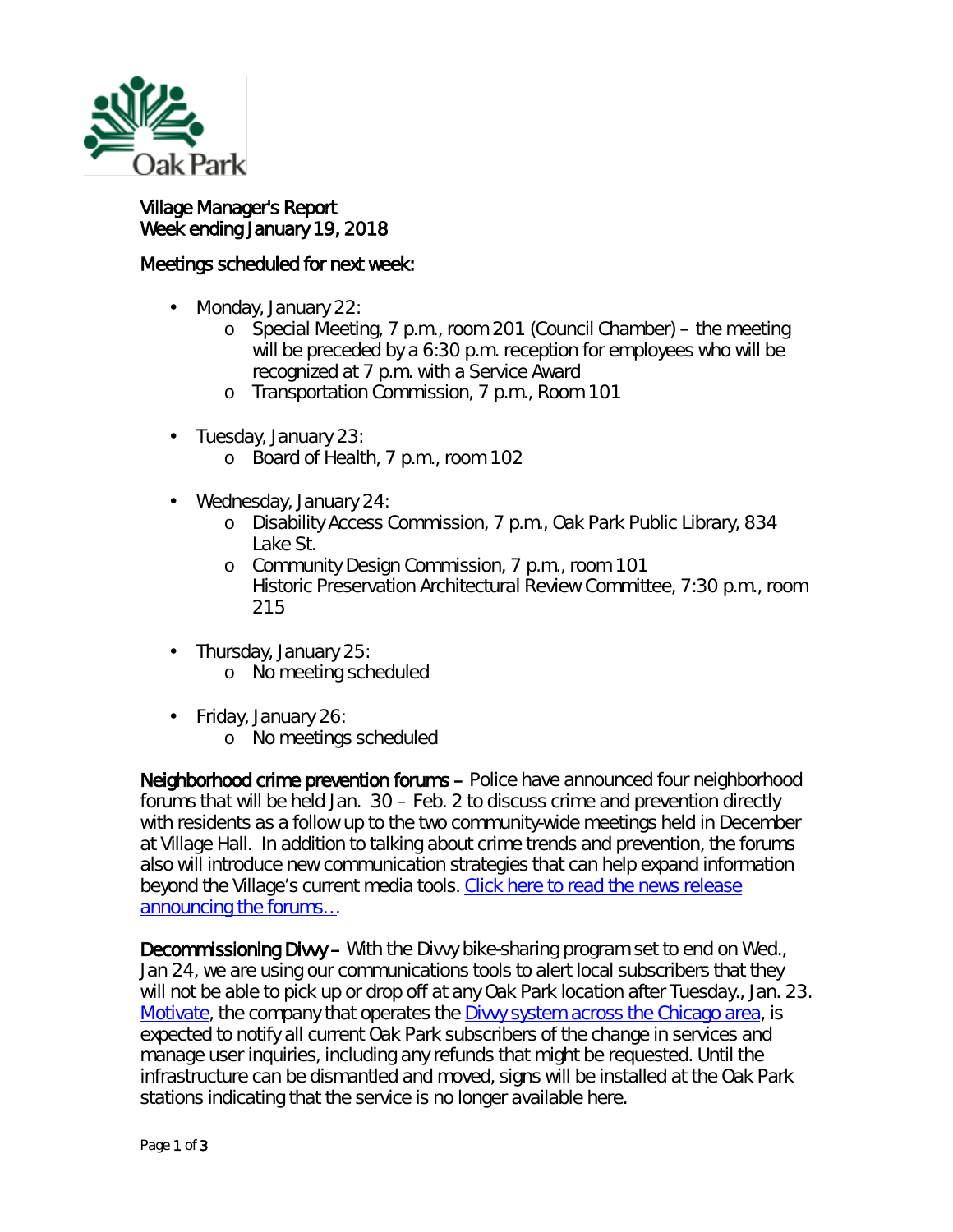Oak Park

**Village Manager's Report**
**Week ending January 19, 2018**

**Meetings scheduled for next week:**

- Monday, January 22:
  - Special Meeting, 7 p.m., room 201 (Council Chamber) – the meeting will be preceded by a 6:30 p.m. reception for employees who will be recognized at 7 p.m. with a Service Award
  - Transportation Commission, 7 p.m., Room 101
- Tuesday, January 23:
  - Board of Health, 7 p.m., room 102
- Wednesday, January 24:
  - Disability Access Commission, 7 p.m., Oak Park Public Library, 834 Lake St.
  - Community Design Commission, 7 p.m., room 101
    Historic Preservation Architectural Review Committee, 7:30 p.m., room 215
- Thursday, January 25:
  - No meeting scheduled
- Friday, January 26:
  - No meetings scheduled

**Neighborhood crime prevention forums –** Police have announced four neighborhood forums that will be held Jan. 30 – Feb. 2 to discuss crime and prevention directly with residents as a follow up to the two community-wide meetings held in December at Village Hall. In addition to talking about crime trends and prevention, the forums also will introduce new communication strategies that can help expand information beyond the Village's current media tools. [Click here to read the news release announcing the forums…](#)

**Decommissioning Divvy –** With the Divvy bike-sharing program set to end on Wed., Jan 24, we are using our communications tools to alert local subscribers that they will not be able to pick up or drop off at any Oak Park location after Tuesday., Jan. 23. [Motivate](#), the company that operates the [Divvy system across the Chicago area](#), is expected to notify all current Oak Park subscribers of the change in services and manage user inquiries, including any refunds that might be requested. Until the infrastructure can be dismantled and moved, signs will be installed at the Oak Park stations indicating that the service is no longer available here.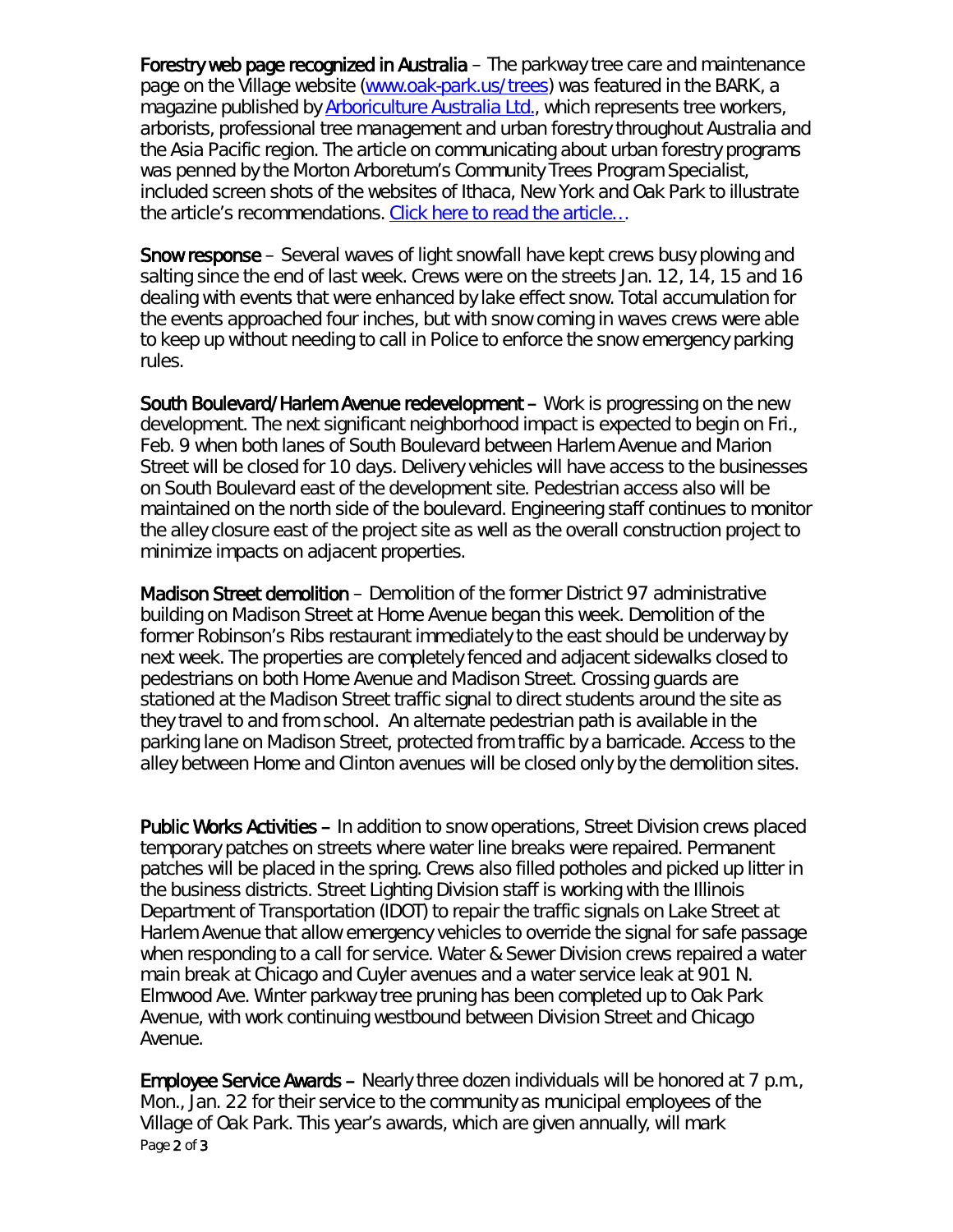**Forestry web page recognized in Australia** – The parkway tree care and maintenance page on the Village website (www.oak-park.us/trees) was featured in the BARK, a magazine published by Arboriculture Australia Ltd., which represents tree workers, arborists, professional tree management and urban forestry throughout Australia and the Asia Pacific region. The article on communicating about urban forestry programs was penned by the Morton Arboretum's Community Trees Program Specialist, included screen shots of the websites of Ithaca, New York and Oak Park to illustrate the article's recommendations. Click here to read the article…

**Snow response** – Several waves of light snowfall have kept crews busy plowing and salting since the end of last week. Crews were on the streets Jan. 12, 14, 15 and 16 dealing with events that were enhanced by lake effect snow. Total accumulation for the events approached four inches, but with snow coming in waves crews were able to keep up without needing to call in Police to enforce the snow emergency parking rules.

**South Boulevard/Harlem Avenue redevelopment** – Work is progressing on the new development. The next significant neighborhood impact is expected to begin on Fri., Feb. 9 when both lanes of South Boulevard between Harlem Avenue and Marion Street will be closed for 10 days. Delivery vehicles will have access to the businesses on South Boulevard east of the development site. Pedestrian access also will be maintained on the north side of the boulevard. Engineering staff continues to monitor the alley closure east of the project site as well as the overall construction project to minimize impacts on adjacent properties.

**Madison Street demolition** – Demolition of the former District 97 administrative building on Madison Street at Home Avenue began this week. Demolition of the former Robinson's Ribs restaurant immediately to the east should be underway by next week. The properties are completely fenced and adjacent sidewalks closed to pedestrians on both Home Avenue and Madison Street. Crossing guards are stationed at the Madison Street traffic signal to direct students around the site as they travel to and from school. An alternate pedestrian path is available in the parking lane on Madison Street, protected from traffic by a barricade. Access to the alley between Home and Clinton avenues will be closed only by the demolition sites.

**Public Works Activities** – In addition to snow operations, Street Division crews placed temporary patches on streets where water line breaks were repaired. Permanent patches will be placed in the spring. Crews also filled potholes and picked up litter in the business districts. Street Lighting Division staff is working with the Illinois Department of Transportation (IDOT) to repair the traffic signals on Lake Street at Harlem Avenue that allow emergency vehicles to override the signal for safe passage when responding to a call for service. Water & Sewer Division crews repaired a water main break at Chicago and Cuyler avenues and a water service leak at 901 N. Elmwood Ave. Winter parkway tree pruning has been completed up to Oak Park Avenue, with work continuing westbound between Division Street and Chicago Avenue.

**Employee Service Awards** – Nearly three dozen individuals will be honored at 7 p.m., Mon., Jan. 22 for their service to the community as municipal employees of the Village of Oak Park. This year's awards, which are given annually, will mark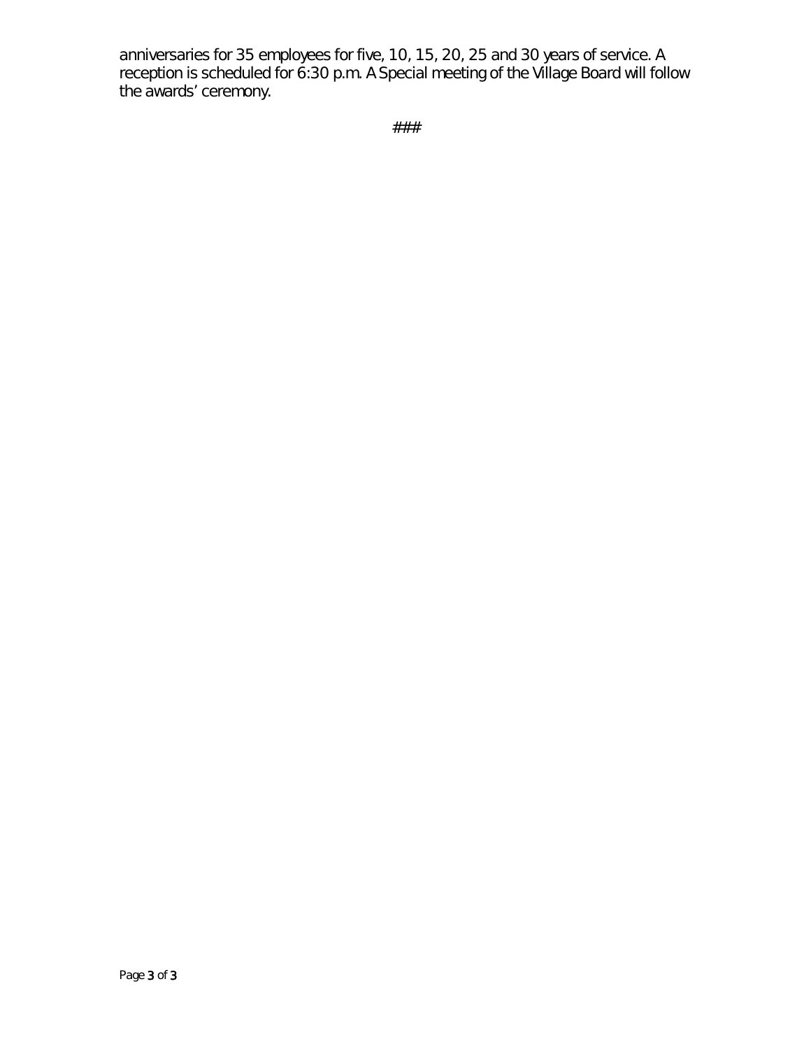anniversaries for 35 employees for five, 10, 15, 20, 25 and 30 years of service. A reception is scheduled for 6:30 p.m. A Special meeting of the Village Board will follow the awards' ceremony.

###